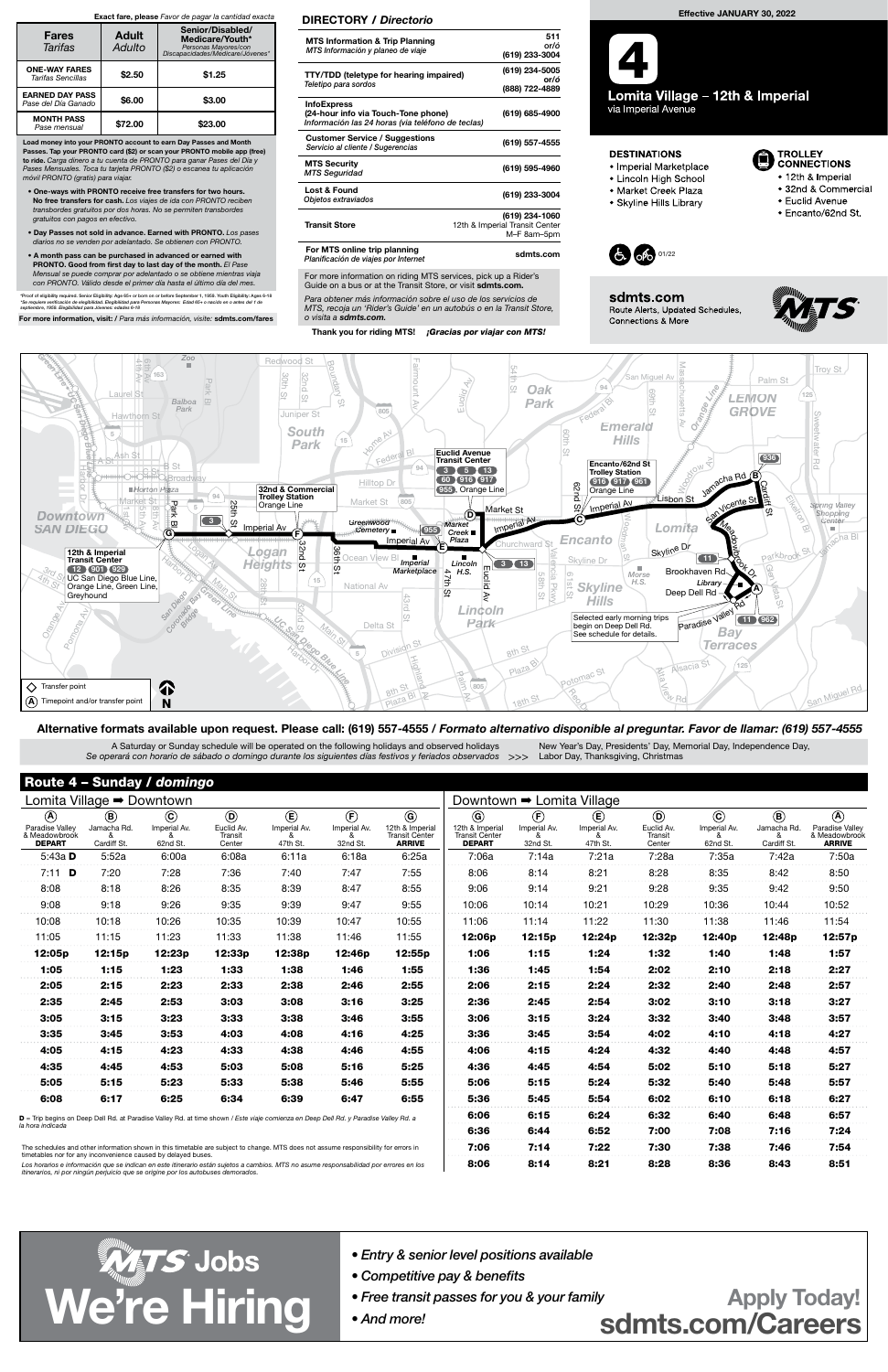**Exact fare, please** *Favor de pagar la cantidad exacta*

| Fares *Tarifas* | Adult *Adulto* | Senior/Disabled/ Medicare/Youth* *Personas Mayores/con Discapacidades/Medicare/Jóvenes** |
|---|---|---|
| **ONE-WAY FARES** *Tarifas Sencillas* | $2.50 | $1.25 |
| **EARNED DAY PASS** *Pase del Día Ganado* | $6.00 | $3.00 |
| **MONTH PASS** *Pase mensual* | $72.00 | $23.00 |

**Load money into your PRONTO account to earn Day Passes and Month Passes. Tap your PRONTO card ($2) or scan your PRONTO mobile app (free) to ride.** *Carga dinero a tu cuenta de PRONTO para ganar Pases del Día y Pases Mensuales. Toca tu tarjeta PRONTO ($2) o escanea tu aplicación móvil PRONTO (gratis) para viajar.*

- **One-ways with PRONTO receive free transfers for two hours. No free transfers for cash.** *Los viajes de ida con PRONTO reciben transbordes gratuitos por dos horas. No se permiten transbordes gratuitos con pagos en efectivo.*
- **Day Passes not sold in advance. Earned with PRONTO.** *Los pases diarios no se venden por adelantado. Se obtienen con PRONTO.*
- **A month pass can be purchased in advanced or earned with PRONTO. Good from first day to last day of the month.** *El Pase Mensual se puede comprar por adelantado o se obtiene mientras viaja con PRONTO. Válido desde el primer día hasta el último día del mes.*

*Proof of eligibility required. Senior Eligibility: Age 65+ or born on or before September 1, 1959. Youth Eligibility: Ages 6-18
*Se requiere verificación de elegibilidad. Elegibilidad para Personas Mayores: Edad 65+ o nacido en o antes del 1 de septiembre, 1959. Elegibilidad para Jóvenes: edades 6-18

**For more information, visit:** / *Para más información, visite:* **sdmts.com/fares**

## DIRECTORY / *Directorio*

| | |
|---|---|
| **MTS Information & Trip Planning** *MTS Información y planeo de viaje* | 511 or/ó (619) 233-3004 |
| **TTY/TDD (teletype for hearing impaired)** *Teletipo para sordos* | (619) 234-5005 or/ó (888) 722-4889 |
| **InfoExpress (24-hour info via Touch-Tone phone)** *Información las 24 horas (via teléfono de teclas)* | (619) 685-4900 |
| **Customer Service / Suggestions** *Servicio al cliente / Sugerencias* | (619) 557-4555 |
| **MTS Security** *MTS Seguridad* | (619) 595-4960 |
| **Lost & Found** *Objetos extraviados* | (619) 233-3004 |
| **Transit Store** | (619) 234-1060 12th & Imperial Transit Center M–F 8am–5pm |
| **For MTS online trip planning** *Planificación de viajes por Internet* | sdmts.com |

For more information on riding MTS services, pick up a Rider's Guide on a bus or at the Transit Store, or visit **sdmts.com.**

*Para obtener más información sobre el uso de los servicios de MTS, recoja un 'Rider's Guide' en un autobús o en la Transit Store, o visita a* ***sdmts.com.***

**Thank you for riding MTS!** ***¡Gracias por viajar con MTS!***

**Effective JANUARY 30, 2022**

# 4 Lomita Village – 12th & Imperial

via Imperial Avenue

**DESTINATIONS**
- Imperial Marketplace
- Lincoln High School
- Market Creek Plaza
- Skyline Hills Library

**TROLLEY CONNECTIONS**
- 12th & Imperial
- 32nd & Commercial
- Euclid Avenue
- Encanto/62nd St.

01/22

**sdmts.com**
Route Alerts, Updated Schedules, Connections & More

Transfer point
(A) Timepoint and/or transfer point

Selected early morning trips begin on Deep Dell Rd. See schedule for details.

**Alternative formats available upon request. Please call: (619) 557-4555 / *Formato alternativo disponible al preguntar. Favor de llamar: (619) 557-4555***

A Saturday or Sunday schedule will be operated on the following holidays and observed holidays / *Se operará con horario de sábado o domingo durante los siguientes días festivos y feriados observados* >>> New Year's Day, Presidents' Day, Memorial Day, Independence Day, Labor Day, Thanksgiving, Christmas

## Route 4 – Sunday / *domingo*

### Lomita Village ➡ Downtown

| (A) Paradise Valley & Meadowbrook DEPART | (B) Jamacha Rd. & Cardiff St. | (C) Imperial Av. & 62nd St. | (D) Euclid Av. Transit Center | (E) Imperial Av. & 47th St. | (F) Imperial Av. & 32nd St. | (G) 12th & Imperial Transit Center ARRIVE |
|---|---|---|---|---|---|---|
| 5:43a **D** | 5:52a | 6:00a | 6:08a | 6:11a | 6:18a | 6:25a |
| 7:11 **D** | 7:20 | 7:28 | 7:36 | 7:40 | 7:47 | 7:55 |
| 8:08 | 8:18 | 8:26 | 8:35 | 8:39 | 8:47 | 8:55 |
| 9:08 | 9:18 | 9:26 | 9:35 | 9:39 | 9:47 | 9:55 |
| 10:08 | 10:18 | 10:26 | 10:35 | 10:39 | 10:47 | 10:55 |
| 11:05 | 11:15 | 11:23 | 11:33 | 11:38 | 11:46 | 11:55 |
| **12:05p** | **12:15p** | **12:23p** | **12:33p** | **12:38p** | **12:46p** | **12:55p** |
| **1:05** | **1:15** | **1:23** | **1:33** | **1:38** | **1:46** | **1:55** |
| **2:05** | **2:15** | **2:23** | **2:33** | **2:38** | **2:46** | **2:55** |
| **2:35** | **2:45** | **2:53** | **3:03** | **3:08** | **3:16** | **3:25** |
| **3:05** | **3:15** | **3:23** | **3:33** | **3:38** | **3:46** | **3:55** |
| **3:35** | **3:45** | **3:53** | **4:03** | **4:08** | **4:16** | **4:25** |
| **4:05** | **4:15** | **4:23** | **4:33** | **4:38** | **4:46** | **4:55** |
| **4:35** | **4:45** | **4:53** | **5:03** | **5:08** | **5:16** | **5:25** |
| **5:05** | **5:15** | **5:23** | **5:33** | **5:38** | **5:46** | **5:55** |
| **6:08** | **6:17** | **6:25** | **6:34** | **6:39** | **6:47** | **6:55** |

**D** = Trip begins on Deep Dell Rd. at Paradise Valley Rd. at time shown / *Este viaje comienza en Deep Dell Rd. y Paradise Valley Rd. a la hora indicada*

### Downtown ➡ Lomita Village

| (G) 12th & Imperial Transit Center DEPART | (F) Imperial Av. & 32nd St. | (E) Imperial Av. & 47th St. | (D) Euclid Av. Transit Center | (C) Imperial Av. & 62nd St. | (B) Jamacha Rd. & Cardiff St. | (A) Paradise Valley & Meadowbrook ARRIVE |
|---|---|---|---|---|---|---|
| 7:06a | 7:14a | 7:21a | 7:28a | 7:35a | 7:42a | 7:50a |
| 8:06 | 8:14 | 8:21 | 8:28 | 8:35 | 8:42 | 8:50 |
| 9:06 | 9:14 | 9:21 | 9:28 | 9:35 | 9:42 | 9:50 |
| 10:06 | 10:14 | 10:21 | 10:29 | 10:36 | 10:44 | 10:52 |
| 11:06 | 11:14 | 11:22 | 11:30 | 11:38 | 11:46 | 11:54 |
| **12:06p** | **12:15p** | **12:24p** | **12:32p** | **12:40p** | **12:48p** | **12:57p** |
| **1:06** | **1:15** | **1:24** | **1:32** | **1:40** | **1:48** | **1:57** |
| **1:36** | **1:45** | **1:54** | **2:02** | **2:10** | **2:18** | **2:27** |
| **2:06** | **2:15** | **2:24** | **2:32** | **2:40** | **2:48** | **2:57** |
| **2:36** | **2:45** | **2:54** | **3:02** | **3:10** | **3:18** | **3:27** |
| **3:06** | **3:15** | **3:24** | **3:32** | **3:40** | **3:48** | **3:57** |
| **3:36** | **3:45** | **3:54** | **4:02** | **4:10** | **4:18** | **4:27** |
| **4:06** | **4:15** | **4:24** | **4:32** | **4:40** | **4:48** | **4:57** |
| **4:36** | **4:45** | **4:54** | **5:02** | **5:10** | **5:18** | **5:27** |
| **5:06** | **5:15** | **5:24** | **5:32** | **5:40** | **5:48** | **5:57** |
| **5:36** | **5:45** | **5:54** | **6:02** | **6:10** | **6:18** | **6:27** |
| **6:06** | **6:15** | **6:24** | **6:32** | **6:40** | **6:48** | **6:57** |
| **6:36** | **6:44** | **6:52** | **7:00** | **7:08** | **7:16** | **7:24** |
| **7:06** | **7:14** | **7:22** | **7:30** | **7:38** | **7:46** | **7:54** |
| **8:06** | **8:14** | **8:21** | **8:28** | **8:36** | **8:43** | **8:51** |

The schedules and other information shown in this timetable are subject to change. MTS does not assume responsibility for errors in timetables nor for any inconvenience caused by delayed buses.

*Los horarios e información que se indican en este itinerario están sujetos a cambios. MTS no asume responsabilidad por errores en los itinerarios, ni por ningún perjuicio que se origine por los autobuses demorados.*

**MTS Jobs We're Hiring**

- *Entry & senior level positions available*
- *Competitive pay & benefits*
- *Free transit passes for you & your family*
- *And more!*

**Apply Today! sdmts.com/Careers**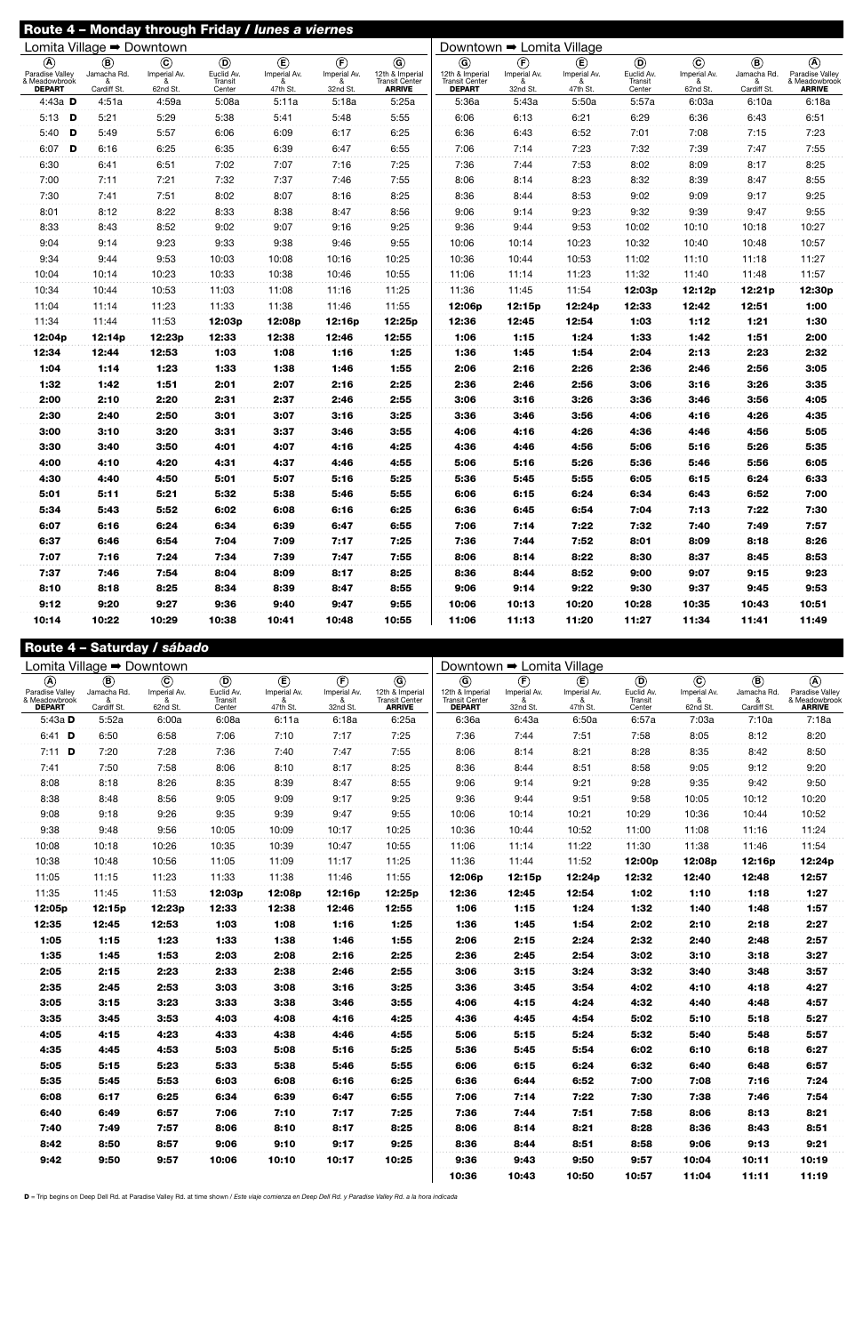## Route 4 – Monday through Friday / *lunes a viernes*

| Lomita Village ➡ Downtown | | | | | | | Downtown ➡ Lomita Village | | | | | | |
|---|---|---|---|---|---|---|---|---|---|---|---|---|---|
| Ⓐ Paradise Valley & Meadowbrook **DEPART** | Ⓑ Jamacha Rd. & Cardiff St. | Ⓒ Imperial Av. & 62nd St. | Ⓓ Euclid Av. Transit Center | Ⓔ Imperial Av. & 47th St. | Ⓕ Imperial Av. & 32nd St. | Ⓖ 12th & Imperial Transit Center **ARRIVE** | Ⓖ 12th & Imperial Transit Center **DEPART** | Ⓕ Imperial Av. & 32nd St. | Ⓔ Imperial Av. & 47th St. | Ⓓ Euclid Av. Transit Center | Ⓒ Imperial Av. & 62nd St. | Ⓑ Jamacha Rd. & Cardiff St. | Ⓐ Paradise Valley & Meadowbrook **ARRIVE** |
| 4:43a **D** | 4:51a | 4:59a | 5:08a | 5:11a | 5:18a | 5:25a | 5:36a | 5:43a | 5:50a | 5:57a | 6:03a | 6:10a | 6:18a |
| 5:13 **D** | 5:21 | 5:29 | 5:38 | 5:41 | 5:48 | 5:55 | 6:06 | 6:13 | 6:21 | 6:29 | 6:36 | 6:43 | 6:51 |
| 5:40 **D** | 5:49 | 5:57 | 6:06 | 6:09 | 6:17 | 6:25 | 6:36 | 6:43 | 6:52 | 7:01 | 7:08 | 7:15 | 7:23 |
| 6:07 **D** | 6:16 | 6:25 | 6:35 | 6:39 | 6:47 | 6:55 | 7:06 | 7:14 | 7:23 | 7:32 | 7:39 | 7:47 | 7:55 |
| 6:30 | 6:41 | 6:51 | 7:02 | 7:07 | 7:16 | 7:25 | 7:36 | 7:44 | 7:53 | 8:02 | 8:09 | 8:17 | 8:25 |
| 7:00 | 7:11 | 7:21 | 7:32 | 7:37 | 7:46 | 7:55 | 8:06 | 8:14 | 8:23 | 8:32 | 8:39 | 8:47 | 8:55 |
| 7:30 | 7:41 | 7:51 | 8:02 | 8:07 | 8:16 | 8:25 | 8:36 | 8:44 | 8:53 | 9:02 | 9:09 | 9:17 | 9:25 |
| 8:01 | 8:12 | 8:22 | 8:33 | 8:38 | 8:47 | 8:56 | 9:06 | 9:14 | 9:23 | 9:32 | 9:39 | 9:47 | 9:55 |
| 8:33 | 8:43 | 8:52 | 9:02 | 9:07 | 9:16 | 9:25 | 9:36 | 9:44 | 9:53 | 10:02 | 10:10 | 10:18 | 10:27 |
| 9:04 | 9:14 | 9:23 | 9:33 | 9:38 | 9:46 | 9:55 | 10:06 | 10:14 | 10:23 | 10:32 | 10:40 | 10:48 | 10:57 |
| 9:34 | 9:44 | 9:53 | 10:03 | 10:08 | 10:16 | 10:25 | 10:36 | 10:44 | 10:53 | 11:02 | 11:10 | 11:18 | 11:27 |
| 10:04 | 10:14 | 10:23 | 10:33 | 10:38 | 10:46 | 10:55 | 11:06 | 11:14 | 11:23 | 11:32 | 11:40 | 11:48 | 11:57 |
| 10:34 | 10:44 | 10:53 | 11:03 | 11:08 | 11:16 | 11:25 | 11:36 | 11:45 | 11:54 | **12:03p** | **12:12p** | **12:21p** | **12:30p** |
| 11:04 | 11:14 | 11:23 | 11:33 | 11:38 | 11:46 | 11:55 | **12:06p** | **12:15p** | **12:24p** | **12:33** | **12:42** | **12:51** | **1:00** |
| 11:34 | 11:44 | 11:53 | **12:03p** | **12:08p** | **12:16p** | **12:25p** | **12:36** | **12:45** | **12:54** | **1:03** | **1:12** | **1:21** | **1:30** |
| **12:04p** | **12:14p** | **12:23p** | **12:33** | **12:38** | **12:46** | **12:55** | **1:06** | **1:15** | **1:24** | **1:33** | **1:42** | **1:51** | **2:00** |
| **12:34** | **12:44** | **12:53** | **1:03** | **1:08** | **1:16** | **1:25** | **1:36** | **1:45** | **1:54** | **2:04** | **2:13** | **2:23** | **2:32** |
| **1:04** | **1:14** | **1:23** | **1:33** | **1:38** | **1:46** | **1:55** | **2:06** | **2:16** | **2:26** | **2:36** | **2:46** | **2:56** | **3:05** |
| **1:32** | **1:42** | **1:51** | **2:01** | **2:07** | **2:16** | **2:25** | **2:36** | **2:46** | **2:56** | **3:06** | **3:16** | **3:26** | **3:35** |
| **2:00** | **2:10** | **2:20** | **2:31** | **2:37** | **2:46** | **2:55** | **3:06** | **3:16** | **3:26** | **3:36** | **3:46** | **3:56** | **4:05** |
| **2:30** | **2:40** | **2:50** | **3:01** | **3:07** | **3:16** | **3:25** | **3:36** | **3:46** | **3:56** | **4:06** | **4:16** | **4:26** | **4:35** |
| **3:00** | **3:10** | **3:20** | **3:31** | **3:37** | **3:46** | **3:55** | **4:06** | **4:16** | **4:26** | **4:36** | **4:46** | **4:56** | **5:05** |
| **3:30** | **3:40** | **3:50** | **4:01** | **4:07** | **4:16** | **4:25** | **4:36** | **4:46** | **4:56** | **5:06** | **5:16** | **5:26** | **5:35** |
| **4:00** | **4:10** | **4:20** | **4:31** | **4:37** | **4:46** | **4:55** | **5:06** | **5:16** | **5:26** | **5:36** | **5:46** | **5:56** | **6:05** |
| **4:30** | **4:40** | **4:50** | **5:01** | **5:07** | **5:16** | **5:25** | **5:36** | **5:45** | **5:55** | **6:05** | **6:15** | **6:24** | **6:33** |
| **5:01** | **5:11** | **5:21** | **5:32** | **5:38** | **5:46** | **5:55** | **6:06** | **6:15** | **6:24** | **6:34** | **6:43** | **6:52** | **7:00** |
| **5:34** | **5:43** | **5:52** | **6:02** | **6:08** | **6:16** | **6:25** | **6:36** | **6:45** | **6:54** | **7:04** | **7:13** | **7:22** | **7:30** |
| **6:07** | **6:16** | **6:24** | **6:34** | **6:39** | **6:47** | **6:55** | **7:06** | **7:14** | **7:22** | **7:32** | **7:40** | **7:49** | **7:57** |
| **6:37** | **6:46** | **6:54** | **7:04** | **7:09** | **7:17** | **7:25** | **7:36** | **7:44** | **7:52** | **8:01** | **8:09** | **8:18** | **8:26** |
| **7:07** | **7:16** | **7:24** | **7:34** | **7:39** | **7:47** | **7:55** | **8:06** | **8:14** | **8:22** | **8:30** | **8:37** | **8:45** | **8:53** |
| **7:37** | **7:46** | **7:54** | **8:04** | **8:09** | **8:17** | **8:25** | **8:36** | **8:44** | **8:52** | **9:00** | **9:07** | **9:15** | **9:23** |
| **8:10** | **8:18** | **8:25** | **8:34** | **8:39** | **8:47** | **8:55** | **9:06** | **9:14** | **9:22** | **9:30** | **9:37** | **9:45** | **9:53** |
| **9:12** | **9:20** | **9:27** | **9:36** | **9:40** | **9:47** | **9:55** | **10:06** | **10:13** | **10:20** | **10:28** | **10:35** | **10:43** | **10:51** |
| **10:14** | **10:22** | **10:29** | **10:38** | **10:41** | **10:48** | **10:55** | **11:06** | **11:13** | **11:20** | **11:27** | **11:34** | **11:41** | **11:49** |

## Route 4 – Saturday / *sábado*

| Lomita Village ➡ Downtown | | | | | | | Downtown ➡ Lomita Village | | | | | | |
|---|---|---|---|---|---|---|---|---|---|---|---|---|---|
| Ⓐ Paradise Valley & Meadowbrook **DEPART** | Ⓑ Jamacha Rd. & Cardiff St. | Ⓒ Imperial Av. & 62nd St. | Ⓓ Euclid Av. Transit Center | Ⓔ Imperial Av. & 47th St. | Ⓕ Imperial Av. & 32nd St. | Ⓖ 12th & Imperial Transit Center **ARRIVE** | Ⓖ 12th & Imperial Transit Center **DEPART** | Ⓕ Imperial Av. & 32nd St. | Ⓔ Imperial Av. & 47th St. | Ⓓ Euclid Av. Transit Center | Ⓒ Imperial Av. & 62nd St. | Ⓑ Jamacha Rd. & Cardiff St. | Ⓐ Paradise Valley & Meadowbrook **ARRIVE** |
| 5:43a **D** | 5:52a | 6:00a | 6:08a | 6:11a | 6:18a | 6:25a | 6:36a | 6:43a | 6:50a | 6:57a | 7:03a | 7:10a | 7:18a |
| 6:41 **D** | 6:50 | 6:58 | 7:06 | 7:10 | 7:17 | 7:25 | 7:36 | 7:44 | 7:51 | 7:58 | 8:05 | 8:12 | 8:20 |
| 7:11 **D** | 7:20 | 7:28 | 7:36 | 7:40 | 7:47 | 7:55 | 8:06 | 8:14 | 8:21 | 8:28 | 8:35 | 8:42 | 8:50 |
| 7:41 | 7:50 | 7:58 | 8:06 | 8:10 | 8:17 | 8:25 | 8:36 | 8:44 | 8:51 | 8:58 | 9:05 | 9:12 | 9:20 |
| 8:08 | 8:18 | 8:26 | 8:35 | 8:39 | 8:47 | 8:55 | 9:06 | 9:14 | 9:21 | 9:28 | 9:35 | 9:42 | 9:50 |
| 8:38 | 8:48 | 8:56 | 9:05 | 9:09 | 9:17 | 9:25 | 9:36 | 9:44 | 9:51 | 9:58 | 10:05 | 10:12 | 10:20 |
| 9:08 | 9:18 | 9:26 | 9:35 | 9:39 | 9:47 | 9:55 | 10:06 | 10:14 | 10:21 | 10:29 | 10:36 | 10:44 | 10:52 |
| 9:38 | 9:48 | 9:56 | 10:05 | 10:09 | 10:17 | 10:25 | 10:36 | 10:44 | 10:52 | 11:00 | 11:08 | 11:16 | 11:24 |
| 10:08 | 10:18 | 10:26 | 10:35 | 10:39 | 10:47 | 10:55 | 11:06 | 11:14 | 11:22 | 11:30 | 11:38 | 11:46 | 11:54 |
| 10:38 | 10:48 | 10:56 | 11:05 | 11:09 | 11:17 | 11:25 | 11:36 | 11:44 | 11:52 | **12:00p** | **12:08p** | **12:16p** | **12:24p** |
| 11:05 | 11:15 | 11:23 | 11:33 | 11:38 | 11:46 | 11:55 | **12:06p** | **12:15p** | **12:24p** | **12:32** | **12:40** | **12:48** | **12:57** |
| 11:35 | 11:45 | 11:53 | **12:03p** | **12:08p** | **12:16p** | **12:25p** | **12:36** | **12:45** | **12:54** | **1:02** | **1:10** | **1:18** | **1:27** |
| **12:05p** | **12:15p** | **12:23p** | **12:33** | **12:38** | **12:46** | **12:55** | **1:06** | **1:15** | **1:24** | **1:32** | **1:40** | **1:48** | **1:57** |
| **12:35** | **12:45** | **12:53** | **1:03** | **1:08** | **1:16** | **1:25** | **1:36** | **1:45** | **1:54** | **2:02** | **2:10** | **2:18** | **2:27** |
| **1:05** | **1:15** | **1:23** | **1:33** | **1:38** | **1:46** | **1:55** | **2:06** | **2:15** | **2:24** | **2:32** | **2:40** | **2:48** | **2:57** |
| **1:35** | **1:45** | **1:53** | **2:03** | **2:08** | **2:16** | **2:25** | **2:36** | **2:45** | **2:54** | **3:02** | **3:10** | **3:18** | **3:27** |
| **2:05** | **2:15** | **2:23** | **2:33** | **2:38** | **2:46** | **2:55** | **3:06** | **3:15** | **3:24** | **3:32** | **3:40** | **3:48** | **3:57** |
| **2:35** | **2:45** | **2:53** | **3:03** | **3:08** | **3:16** | **3:25** | **3:36** | **3:45** | **3:54** | **4:02** | **4:10** | **4:18** | **4:27** |
| **3:05** | **3:15** | **3:23** | **3:33** | **3:38** | **3:46** | **3:55** | **4:06** | **4:15** | **4:24** | **4:32** | **4:40** | **4:48** | **4:57** |
| **3:35** | **3:45** | **3:53** | **4:03** | **4:08** | **4:16** | **4:25** | **4:36** | **4:45** | **4:54** | **5:02** | **5:10** | **5:18** | **5:27** |
| **4:05** | **4:15** | **4:23** | **4:33** | **4:38** | **4:46** | **4:55** | **5:06** | **5:15** | **5:24** | **5:32** | **5:40** | **5:48** | **5:57** |
| **4:35** | **4:45** | **4:53** | **5:03** | **5:08** | **5:16** | **5:25** | **5:36** | **5:45** | **5:54** | **6:02** | **6:10** | **6:18** | **6:27** |
| **5:05** | **5:15** | **5:23** | **5:33** | **5:38** | **5:46** | **5:55** | **6:06** | **6:15** | **6:24** | **6:32** | **6:40** | **6:48** | **6:57** |
| **5:35** | **5:45** | **5:53** | **6:03** | **6:08** | **6:16** | **6:25** | **6:36** | **6:44** | **6:52** | **7:00** | **7:08** | **7:16** | **7:24** |
| **6:08** | **6:17** | **6:25** | **6:34** | **6:39** | **6:47** | **6:55** | **7:06** | **7:14** | **7:22** | **7:30** | **7:38** | **7:46** | **7:54** |
| **6:40** | **6:49** | **6:57** | **7:06** | **7:10** | **7:17** | **7:25** | **7:36** | **7:44** | **7:51** | **7:58** | **8:06** | **8:13** | **8:21** |
| **7:40** | **7:49** | **7:57** | **8:06** | **8:10** | **8:17** | **8:25** | **8:06** | **8:14** | **8:21** | **8:28** | **8:36** | **8:43** | **8:51** |
| **8:42** | **8:50** | **8:57** | **9:06** | **9:10** | **9:17** | **9:25** | **8:36** | **8:44** | **8:51** | **8:58** | **9:06** | **9:13** | **9:21** |
| **9:42** | **9:50** | **9:57** | **10:06** | **10:10** | **10:17** | **10:25** | **9:36** | **9:43** | **9:50** | **9:57** | **10:04** | **10:11** | **10:19** |
| | | | | | | | **10:36** | **10:43** | **10:50** | **10:57** | **11:04** | **11:11** | **11:19** |

**D** = Trip begins on Deep Dell Rd. at Paradise Valley Rd. at time shown / *Este viaje comienza en Deep Dell Rd. y Paradise Valley Rd. a la hora indicada*